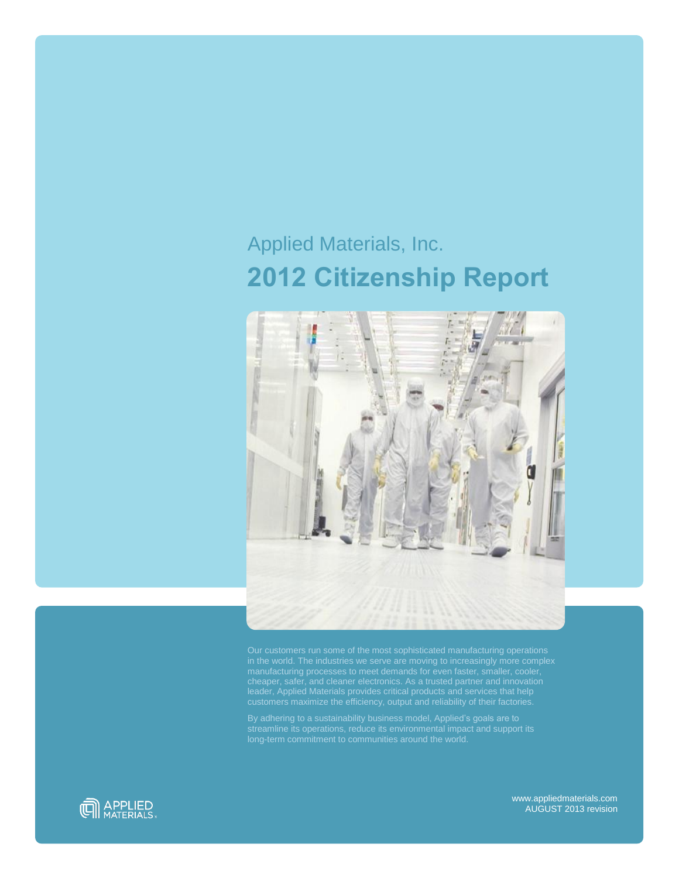Applied Materials, Inc.

# 2012 Citizenship Report

Our customers run some of the most sophisticated manufacturing operations in the world. The industries we serve are moving to increasingly more complex manufacturing processes to meet demands for even faster, smaller, cooler, cheaper, safer, and cleaner electronics. As a trusted partner and innovation leader, Applied Materials provides critical products and services that help customers maximize the efficiency, output and reliability of their factories.

By adhering to a sustainability business model, Applied's goals are to streamline its operations, reduce its environmental impact and support its long-term commitment to communities around the world.

APPLIED MATERIALS

www.appliedmaterials.com
AUGUST 2013 revision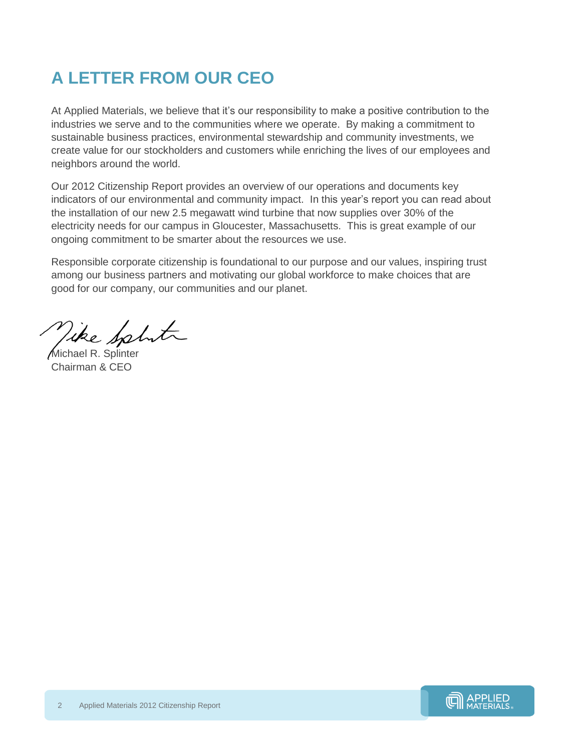# A LETTER FROM OUR CEO

At Applied Materials, we believe that it's our responsibility to make a positive contribution to the industries we serve and to the communities where we operate. By making a commitment to sustainable business practices, environmental stewardship and community investments, we create value for our stockholders and customers while enriching the lives of our employees and neighbors around the world.

Our 2012 Citizenship Report provides an overview of our operations and documents key indicators of our environmental and community impact. In this year's report you can read about the installation of our new 2.5 megawatt wind turbine that now supplies over 30% of the electricity needs for our campus in Gloucester, Massachusetts. This is great example of our ongoing commitment to be smarter about the resources we use.

Responsible corporate citizenship is foundational to our purpose and our values, inspiring trust among our business partners and motivating our global workforce to make choices that are good for our company, our communities and our planet.

Michael R. Splinter
Chairman & CEO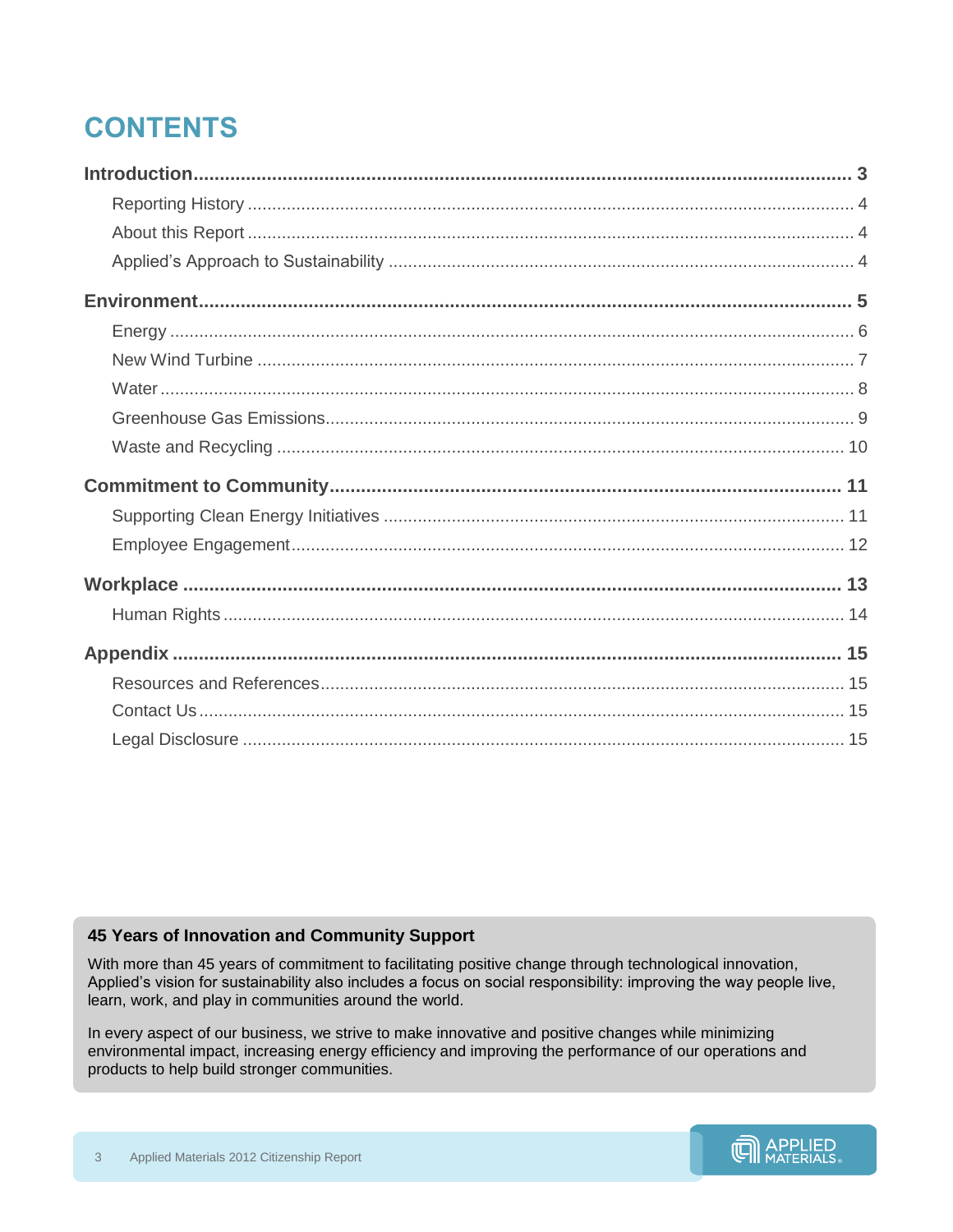# CONTENTS

**Introduction** ... **3**

- Reporting History ... 4
- About this Report ... 4
- Applied's Approach to Sustainability ... 4

**Environment** ... **5**

- Energy ... 6
- New Wind Turbine ... 7
- Water ... 8
- Greenhouse Gas Emissions ... 9
- Waste and Recycling ... 10

**Commitment to Community** ... **11**

- Supporting Clean Energy Initiatives ... 11
- Employee Engagement ... 12

**Workplace** ... **13**

- Human Rights ... 14

**Appendix** ... **15**

- Resources and References ... 15
- Contact Us ... 15
- Legal Disclosure ... 15

### 45 Years of Innovation and Community Support

With more than 45 years of commitment to facilitating positive change through technological innovation, Applied's vision for sustainability also includes a focus on social responsibility: improving the way people live, learn, work, and play in communities around the world.

In every aspect of our business, we strive to make innovative and positive changes while minimizing environmental impact, increasing energy efficiency and improving the performance of our operations and products to help build stronger communities.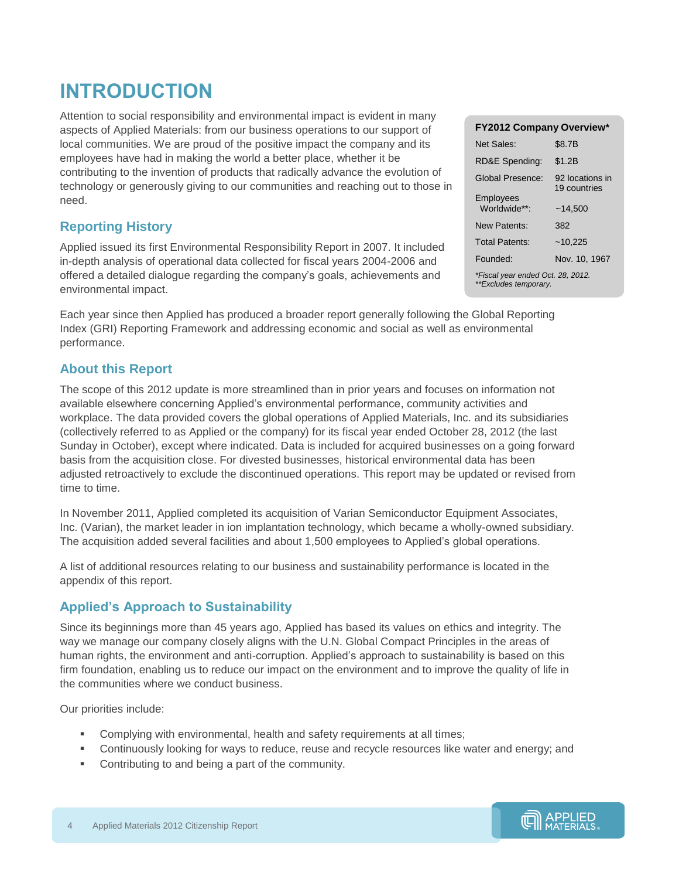# INTRODUCTION

Attention to social responsibility and environmental impact is evident in many aspects of Applied Materials: from our business operations to our support of local communities. We are proud of the positive impact the company and its employees have had in making the world a better place, whether it be contributing to the invention of products that radically advance the evolution of technology or generously giving to our communities and reaching out to those in need.

| FY2012 Company Overview* | |
|---|---|
| Net Sales: | $8.7B |
| RD&E Spending: | $1.2B |
| Global Presence: | 92 locations in 19 countries |
| Employees Worldwide**: | ~14,500 |
| New Patents: | 382 |
| Total Patents: | ~10,225 |
| Founded: | Nov. 10, 1967 |

*Fiscal year ended Oct. 28, 2012.*
***Excludes temporary.*

## Reporting History

Applied issued its first Environmental Responsibility Report in 2007. It included in-depth analysis of operational data collected for fiscal years 2004-2006 and offered a detailed dialogue regarding the company's goals, achievements and environmental impact.

Each year since then Applied has produced a broader report generally following the Global Reporting Index (GRI) Reporting Framework and addressing economic and social as well as environmental performance.

## About this Report

The scope of this 2012 update is more streamlined than in prior years and focuses on information not available elsewhere concerning Applied's environmental performance, community activities and workplace. The data provided covers the global operations of Applied Materials, Inc. and its subsidiaries (collectively referred to as Applied or the company) for its fiscal year ended October 28, 2012 (the last Sunday in October), except where indicated. Data is included for acquired businesses on a going forward basis from the acquisition close. For divested businesses, historical environmental data has been adjusted retroactively to exclude the discontinued operations. This report may be updated or revised from time to time.

In November 2011, Applied completed its acquisition of Varian Semiconductor Equipment Associates, Inc. (Varian), the market leader in ion implantation technology, which became a wholly-owned subsidiary. The acquisition added several facilities and about 1,500 employees to Applied's global operations.

A list of additional resources relating to our business and sustainability performance is located in the appendix of this report.

## Applied's Approach to Sustainability

Since its beginnings more than 45 years ago, Applied has based its values on ethics and integrity. The way we manage our company closely aligns with the U.N. Global Compact Principles in the areas of human rights, the environment and anti-corruption. Applied's approach to sustainability is based on this firm foundation, enabling us to reduce our impact on the environment and to improve the quality of life in the communities where we conduct business.

Our priorities include:

- Complying with environmental, health and safety requirements at all times;
- Continuously looking for ways to reduce, reuse and recycle resources like water and energy; and
- Contributing to and being a part of the community.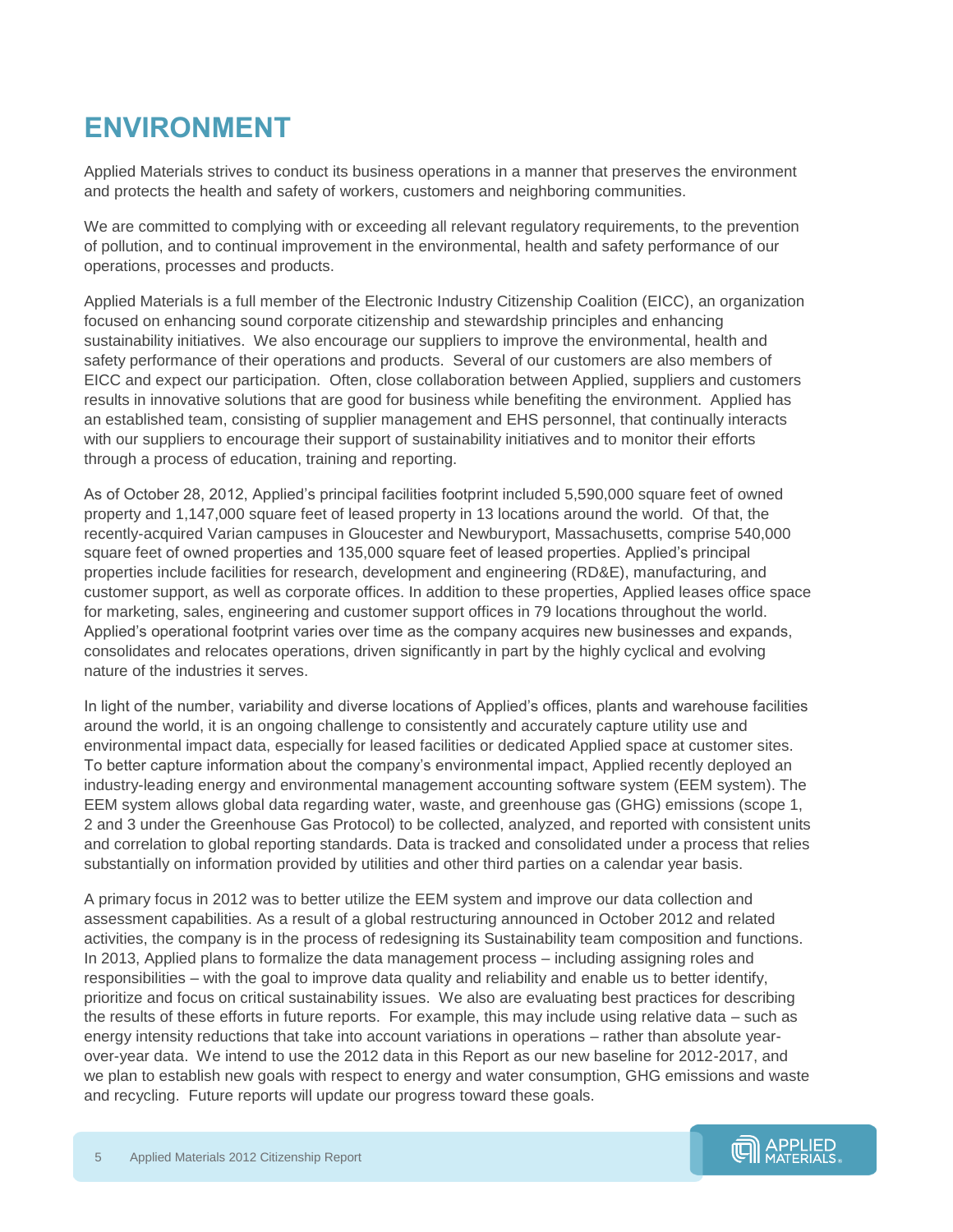# ENVIRONMENT

Applied Materials strives to conduct its business operations in a manner that preserves the environment and protects the health and safety of workers, customers and neighboring communities.

We are committed to complying with or exceeding all relevant regulatory requirements, to the prevention of pollution, and to continual improvement in the environmental, health and safety performance of our operations, processes and products.

Applied Materials is a full member of the Electronic Industry Citizenship Coalition (EICC), an organization focused on enhancing sound corporate citizenship and stewardship principles and enhancing sustainability initiatives. We also encourage our suppliers to improve the environmental, health and safety performance of their operations and products. Several of our customers are also members of EICC and expect our participation. Often, close collaboration between Applied, suppliers and customers results in innovative solutions that are good for business while benefiting the environment. Applied has an established team, consisting of supplier management and EHS personnel, that continually interacts with our suppliers to encourage their support of sustainability initiatives and to monitor their efforts through a process of education, training and reporting.

As of October 28, 2012, Applied's principal facilities footprint included 5,590,000 square feet of owned property and 1,147,000 square feet of leased property in 13 locations around the world. Of that, the recently-acquired Varian campuses in Gloucester and Newburyport, Massachusetts, comprise 540,000 square feet of owned properties and 135,000 square feet of leased properties. Applied's principal properties include facilities for research, development and engineering (RD&E), manufacturing, and customer support, as well as corporate offices. In addition to these properties, Applied leases office space for marketing, sales, engineering and customer support offices in 79 locations throughout the world. Applied's operational footprint varies over time as the company acquires new businesses and expands, consolidates and relocates operations, driven significantly in part by the highly cyclical and evolving nature of the industries it serves.

In light of the number, variability and diverse locations of Applied's offices, plants and warehouse facilities around the world, it is an ongoing challenge to consistently and accurately capture utility use and environmental impact data, especially for leased facilities or dedicated Applied space at customer sites. To better capture information about the company's environmental impact, Applied recently deployed an industry-leading energy and environmental management accounting software system (EEM system). The EEM system allows global data regarding water, waste, and greenhouse gas (GHG) emissions (scope 1, 2 and 3 under the Greenhouse Gas Protocol) to be collected, analyzed, and reported with consistent units and correlation to global reporting standards. Data is tracked and consolidated under a process that relies substantially on information provided by utilities and other third parties on a calendar year basis.

A primary focus in 2012 was to better utilize the EEM system and improve our data collection and assessment capabilities. As a result of a global restructuring announced in October 2012 and related activities, the company is in the process of redesigning its Sustainability team composition and functions. In 2013, Applied plans to formalize the data management process – including assigning roles and responsibilities – with the goal to improve data quality and reliability and enable us to better identify, prioritize and focus on critical sustainability issues. We also are evaluating best practices for describing the results of these efforts in future reports. For example, this may include using relative data – such as energy intensity reductions that take into account variations in operations – rather than absolute year-over-year data. We intend to use the 2012 data in this Report as our new baseline for 2012-2017, and we plan to establish new goals with respect to energy and water consumption, GHG emissions and waste and recycling. Future reports will update our progress toward these goals.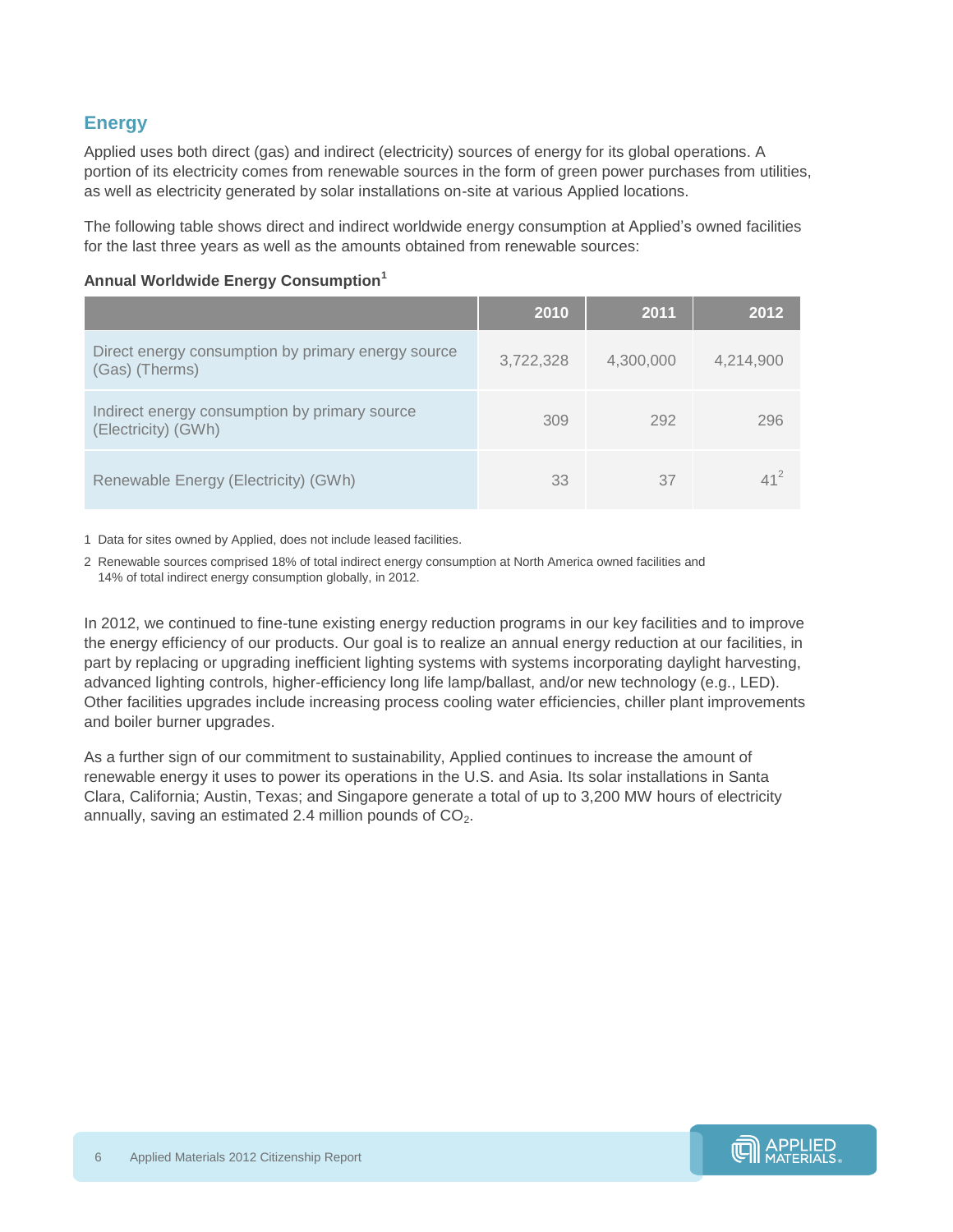## Energy

Applied uses both direct (gas) and indirect (electricity) sources of energy for its global operations. A portion of its electricity comes from renewable sources in the form of green power purchases from utilities, as well as electricity generated by solar installations on-site at various Applied locations.

The following table shows direct and indirect worldwide energy consumption at Applied's owned facilities for the last three years as well as the amounts obtained from renewable sources:

**Annual Worldwide Energy Consumption**[1]

| | 2010 | 2011 | 2012 |
|---|---|---|---|
| Direct energy consumption by primary energy source (Gas) (Therms) | 3,722,328 | 4,300,000 | 4,214,900 |
| Indirect energy consumption by primary source (Electricity) (GWh) | 309 | 292 | 296 |
| Renewable Energy (Electricity) (GWh) | 33 | 37 | 41[2] |

1 Data for sites owned by Applied, does not include leased facilities.

2 Renewable sources comprised 18% of total indirect energy consumption at North America owned facilities and 14% of total indirect energy consumption globally, in 2012.

In 2012, we continued to fine-tune existing energy reduction programs in our key facilities and to improve the energy efficiency of our products. Our goal is to realize an annual energy reduction at our facilities, in part by replacing or upgrading inefficient lighting systems with systems incorporating daylight harvesting, advanced lighting controls, higher-efficiency long life lamp/ballast, and/or new technology (e.g., LED). Other facilities upgrades include increasing process cooling water efficiencies, chiller plant improvements and boiler burner upgrades.

As a further sign of our commitment to sustainability, Applied continues to increase the amount of renewable energy it uses to power its operations in the U.S. and Asia. Its solar installations in Santa Clara, California; Austin, Texas; and Singapore generate a total of up to 3,200 MW hours of electricity annually, saving an estimated 2.4 million pounds of $CO_2$.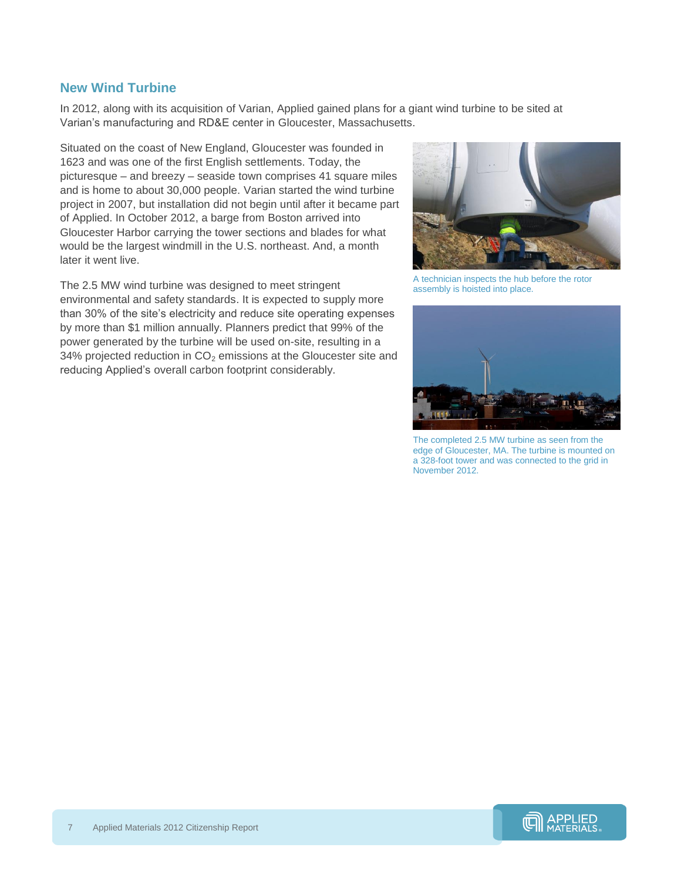## New Wind Turbine

In 2012, along with its acquisition of Varian, Applied gained plans for a giant wind turbine to be sited at Varian's manufacturing and RD&E center in Gloucester, Massachusetts.

Situated on the coast of New England, Gloucester was founded in 1623 and was one of the first English settlements. Today, the picturesque – and breezy – seaside town comprises 41 square miles and is home to about 30,000 people. Varian started the wind turbine project in 2007, but installation did not begin until after it became part of Applied. In October 2012, a barge from Boston arrived into Gloucester Harbor carrying the tower sections and blades for what would be the largest windmill in the U.S. northeast. And, a month later it went live.

The 2.5 MW wind turbine was designed to meet stringent environmental and safety standards. It is expected to supply more than 30% of the site's electricity and reduce site operating expenses by more than $1 million annually. Planners predict that 99% of the power generated by the turbine will be used on-site, resulting in a 34% projected reduction in $CO_2$ emissions at the Gloucester site and reducing Applied's overall carbon footprint considerably.

A technician inspects the hub before the rotor assembly is hoisted into place.

The completed 2.5 MW turbine as seen from the edge of Gloucester, MA. The turbine is mounted on a 328-foot tower and was connected to the grid in November 2012.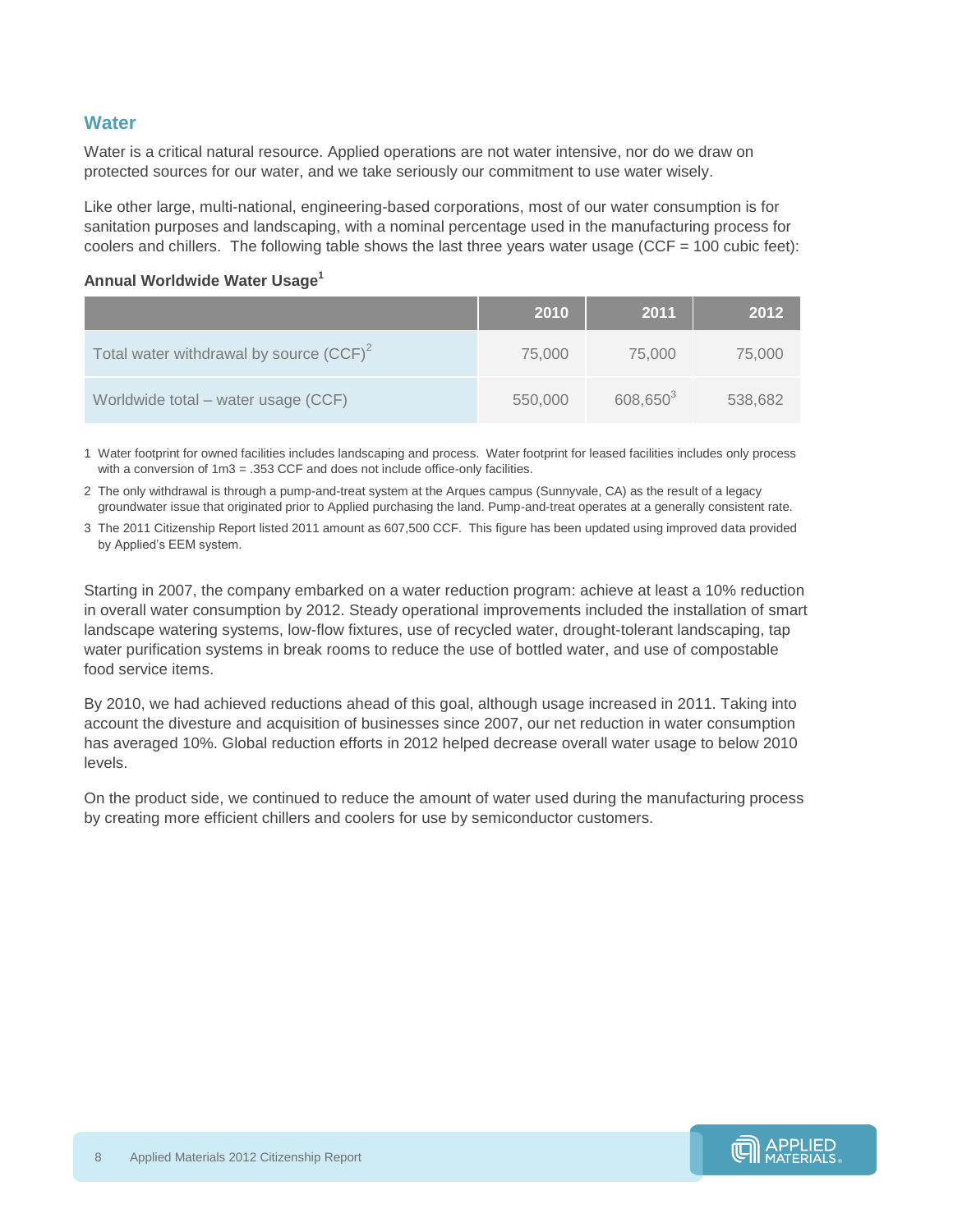## Water

Water is a critical natural resource. Applied operations are not water intensive, nor do we draw on protected sources for our water, and we take seriously our commitment to use water wisely.

Like other large, multi-national, engineering-based corporations, most of our water consumption is for sanitation purposes and landscaping, with a nominal percentage used in the manufacturing process for coolers and chillers. The following table shows the last three years water usage (CCF = 100 cubic feet):

**Annual Worldwide Water Usage[1]**

| | 2010 | 2011 | 2012 |
|---|---|---|---|
| Total water withdrawal by source (CCF)[2] | 75,000 | 75,000 | 75,000 |
| Worldwide total – water usage (CCF) | 550,000 | 608,650[3] | 538,682 |

1 Water footprint for owned facilities includes landscaping and process. Water footprint for leased facilities includes only process with a conversion of 1m3 = .353 CCF and does not include office-only facilities.

2 The only withdrawal is through a pump-and-treat system at the Arques campus (Sunnyvale, CA) as the result of a legacy groundwater issue that originated prior to Applied purchasing the land. Pump-and-treat operates at a generally consistent rate.

3 The 2011 Citizenship Report listed 2011 amount as 607,500 CCF. This figure has been updated using improved data provided by Applied's EEM system.

Starting in 2007, the company embarked on a water reduction program: achieve at least a 10% reduction in overall water consumption by 2012. Steady operational improvements included the installation of smart landscape watering systems, low-flow fixtures, use of recycled water, drought-tolerant landscaping, tap water purification systems in break rooms to reduce the use of bottled water, and use of compostable food service items.

By 2010, we had achieved reductions ahead of this goal, although usage increased in 2011. Taking into account the divesture and acquisition of businesses since 2007, our net reduction in water consumption has averaged 10%. Global reduction efforts in 2012 helped decrease overall water usage to below 2010 levels.

On the product side, we continued to reduce the amount of water used during the manufacturing process by creating more efficient chillers and coolers for use by semiconductor customers.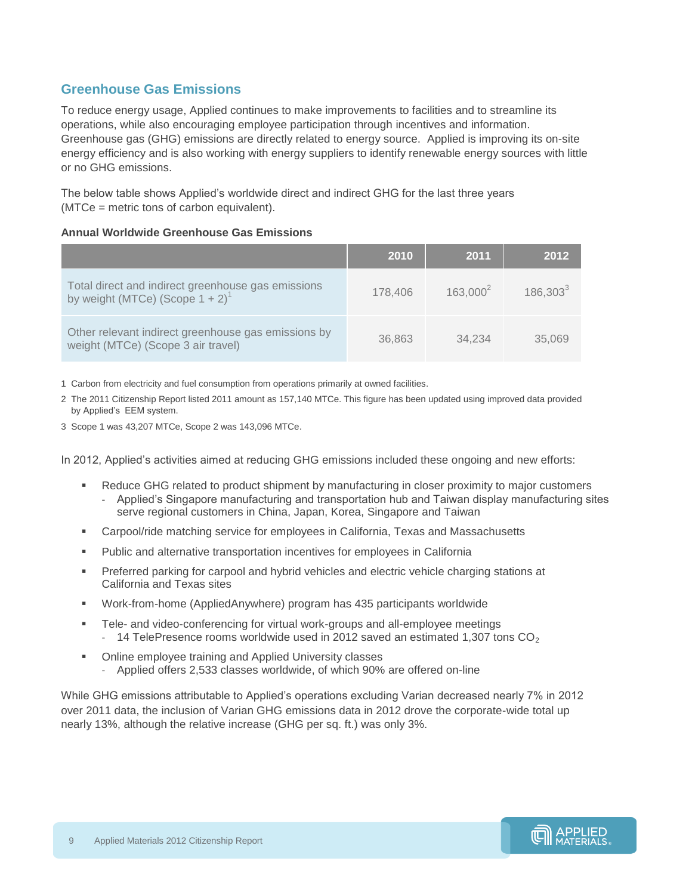## Greenhouse Gas Emissions

To reduce energy usage, Applied continues to make improvements to facilities and to streamline its operations, while also encouraging employee participation through incentives and information. Greenhouse gas (GHG) emissions are directly related to energy source. Applied is improving its on-site energy efficiency and is also working with energy suppliers to identify renewable energy sources with little or no GHG emissions.

The below table shows Applied's worldwide direct and indirect GHG for the last three years (MTCe = metric tons of carbon equivalent).

**Annual Worldwide Greenhouse Gas Emissions**

| | 2010 | 2011 | 2012 |
|---|---|---|---|
| Total direct and indirect greenhouse gas emissions by weight (MTCe) (Scope 1 + 2)[1] | 178,406 | 163,000[2] | 186,303[3] |
| Other relevant indirect greenhouse gas emissions by weight (MTCe) (Scope 3 air travel) | 36,863 | 34,234 | 35,069 |

1 Carbon from electricity and fuel consumption from operations primarily at owned facilities.

2 The 2011 Citizenship Report listed 2011 amount as 157,140 MTCe. This figure has been updated using improved data provided by Applied's EEM system.

3 Scope 1 was 43,207 MTCe, Scope 2 was 143,096 MTCe.

In 2012, Applied's activities aimed at reducing GHG emissions included these ongoing and new efforts:

- Reduce GHG related to product shipment by manufacturing in closer proximity to major customers
  - Applied's Singapore manufacturing and transportation hub and Taiwan display manufacturing sites serve regional customers in China, Japan, Korea, Singapore and Taiwan
- Carpool/ride matching service for employees in California, Texas and Massachusetts
- Public and alternative transportation incentives for employees in California
- Preferred parking for carpool and hybrid vehicles and electric vehicle charging stations at California and Texas sites
- Work-from-home (AppliedAnywhere) program has 435 participants worldwide
- Tele- and video-conferencing for virtual work-groups and all-employee meetings
  - 14 TelePresence rooms worldwide used in 2012 saved an estimated 1,307 tons $CO_2$
- Online employee training and Applied University classes
  - Applied offers 2,533 classes worldwide, of which 90% are offered on-line

While GHG emissions attributable to Applied's operations excluding Varian decreased nearly 7% in 2012 over 2011 data, the inclusion of Varian GHG emissions data in 2012 drove the corporate-wide total up nearly 13%, although the relative increase (GHG per sq. ft.) was only 3%.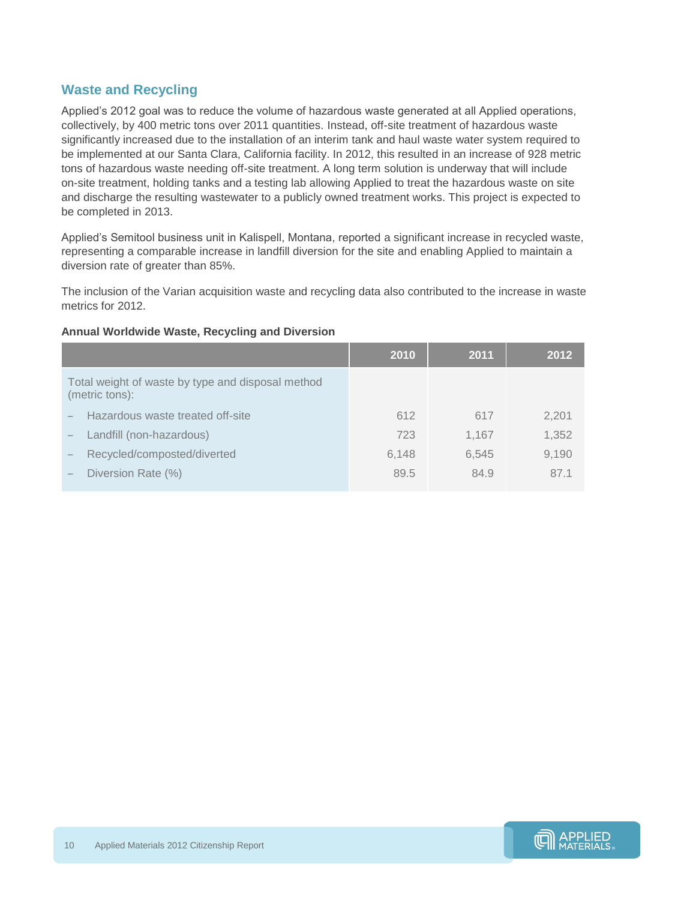## Waste and Recycling

Applied's 2012 goal was to reduce the volume of hazardous waste generated at all Applied operations, collectively, by 400 metric tons over 2011 quantities. Instead, off-site treatment of hazardous waste significantly increased due to the installation of an interim tank and haul waste water system required to be implemented at our Santa Clara, California facility. In 2012, this resulted in an increase of 928 metric tons of hazardous waste needing off-site treatment. A long term solution is underway that will include on-site treatment, holding tanks and a testing lab allowing Applied to treat the hazardous waste on site and discharge the resulting wastewater to a publicly owned treatment works. This project is expected to be completed in 2013.

Applied's Semitool business unit in Kalispell, Montana, reported a significant increase in recycled waste, representing a comparable increase in landfill diversion for the site and enabling Applied to maintain a diversion rate of greater than 85%.

The inclusion of the Varian acquisition waste and recycling data also contributed to the increase in waste metrics for 2012.

**Annual Worldwide Waste, Recycling and Diversion**

| | 2010 | 2011 | 2012 |
|---|---|---|---|
| Total weight of waste by type and disposal method (metric tons): | | | |
| – Hazardous waste treated off-site | 612 | 617 | 2,201 |
| – Landfill (non-hazardous) | 723 | 1,167 | 1,352 |
| – Recycled/composted/diverted | 6,148 | 6,545 | 9,190 |
| – Diversion Rate (%) | 89.5 | 84.9 | 87.1 |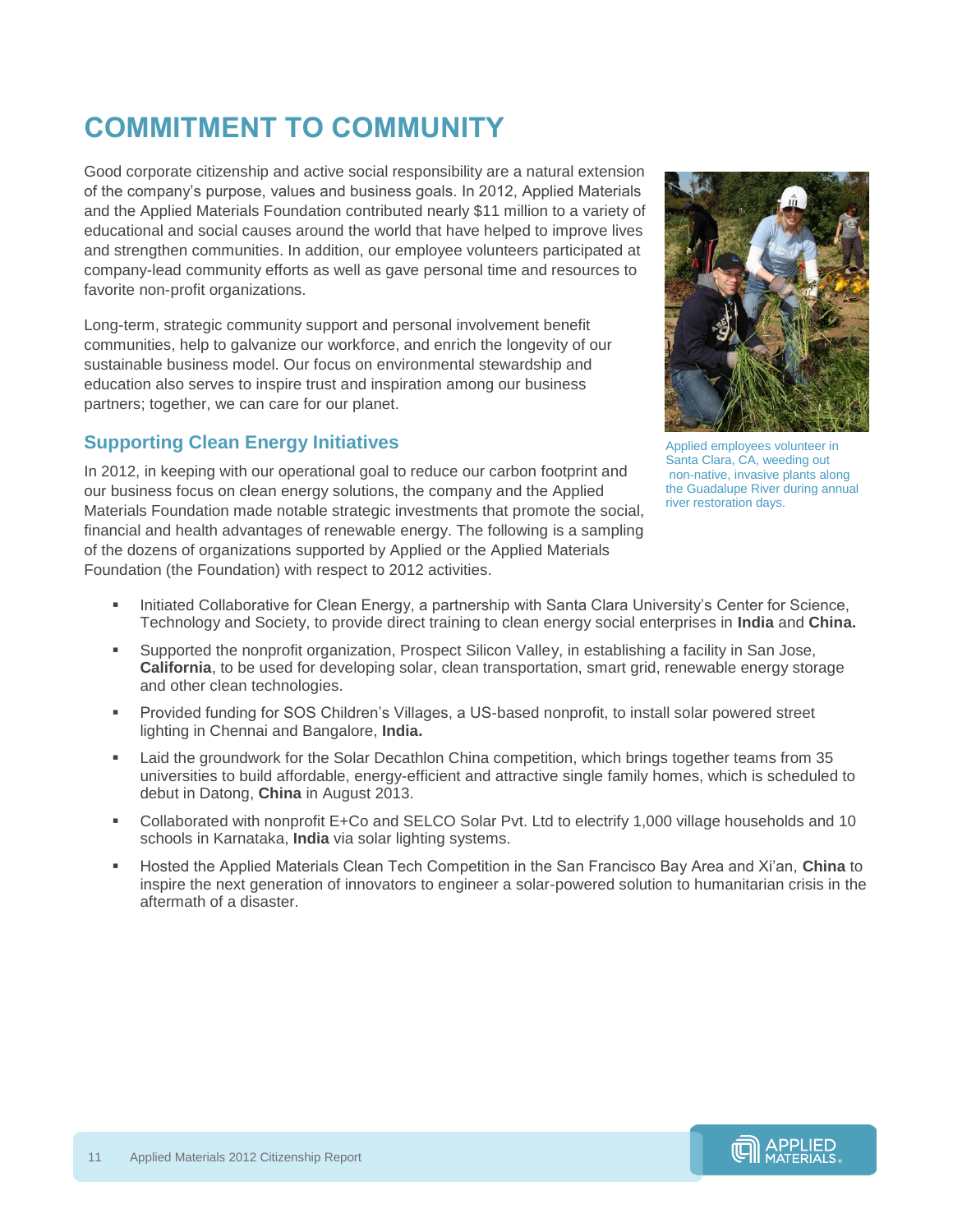# COMMITMENT TO COMMUNITY

Good corporate citizenship and active social responsibility are a natural extension of the company's purpose, values and business goals. In 2012, Applied Materials and the Applied Materials Foundation contributed nearly $11 million to a variety of educational and social causes around the world that have helped to improve lives and strengthen communities. In addition, our employee volunteers participated at company-lead community efforts as well as gave personal time and resources to favorite non-profit organizations.

Long-term, strategic community support and personal involvement benefit communities, help to galvanize our workforce, and enrich the longevity of our sustainable business model. Our focus on environmental stewardship and education also serves to inspire trust and inspiration among our business partners; together, we can care for our planet.

Applied employees volunteer in Santa Clara, CA, weeding out non-native, invasive plants along the Guadalupe River during annual river restoration days.

## Supporting Clean Energy Initiatives

In 2012, in keeping with our operational goal to reduce our carbon footprint and our business focus on clean energy solutions, the company and the Applied Materials Foundation made notable strategic investments that promote the social, financial and health advantages of renewable energy. The following is a sampling of the dozens of organizations supported by Applied or the Applied Materials Foundation (the Foundation) with respect to 2012 activities.

- Initiated Collaborative for Clean Energy, a partnership with Santa Clara University's Center for Science, Technology and Society, to provide direct training to clean energy social enterprises in **India** and **China.**
- Supported the nonprofit organization, Prospect Silicon Valley, in establishing a facility in San Jose, **California**, to be used for developing solar, clean transportation, smart grid, renewable energy storage and other clean technologies.
- Provided funding for SOS Children's Villages, a US-based nonprofit, to install solar powered street lighting in Chennai and Bangalore, **India.**
- Laid the groundwork for the Solar Decathlon China competition, which brings together teams from 35 universities to build affordable, energy-efficient and attractive single family homes, which is scheduled to debut in Datong, **China** in August 2013.
- Collaborated with nonprofit E+Co and SELCO Solar Pvt. Ltd to electrify 1,000 village households and 10 schools in Karnataka, **India** via solar lighting systems.
- Hosted the Applied Materials Clean Tech Competition in the San Francisco Bay Area and Xi'an, **China** to inspire the next generation of innovators to engineer a solar-powered solution to humanitarian crisis in the aftermath of a disaster.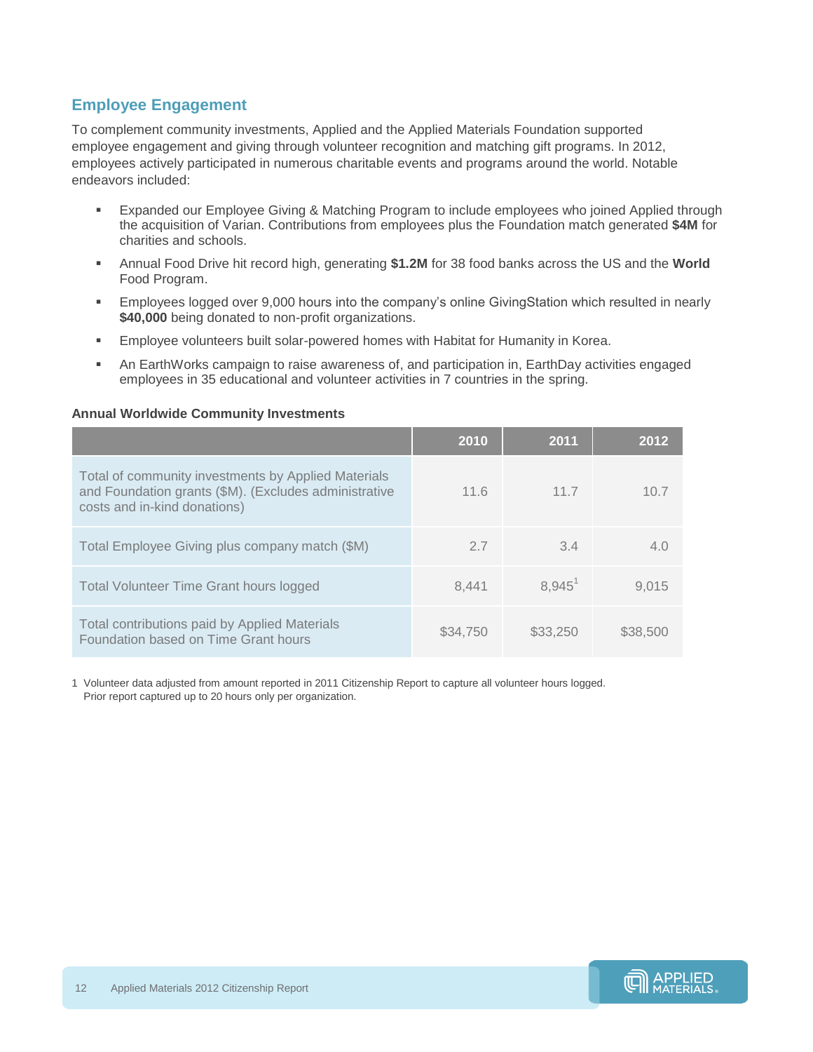## Employee Engagement

To complement community investments, Applied and the Applied Materials Foundation supported employee engagement and giving through volunteer recognition and matching gift programs. In 2012, employees actively participated in numerous charitable events and programs around the world. Notable endeavors included:

- Expanded our Employee Giving & Matching Program to include employees who joined Applied through the acquisition of Varian. Contributions from employees plus the Foundation match generated **$4M** for charities and schools.
- Annual Food Drive hit record high, generating **$1.2M** for 38 food banks across the US and the **World** Food Program.
- Employees logged over 9,000 hours into the company's online GivingStation which resulted in nearly **$40,000** being donated to non-profit organizations.
- Employee volunteers built solar-powered homes with Habitat for Humanity in Korea.
- An EarthWorks campaign to raise awareness of, and participation in, EarthDay activities engaged employees in 35 educational and volunteer activities in 7 countries in the spring.

**Annual Worldwide Community Investments**

| | 2010 | 2011 | 2012 |
|---|---|---|---|
| Total of community investments by Applied Materials and Foundation grants ($M). (Excludes administrative costs and in-kind donations) | 11.6 | 11.7 | 10.7 |
| Total Employee Giving plus company match ($M) | 2.7 | 3.4 | 4.0 |
| Total Volunteer Time Grant hours logged | 8,441 | 8,945[1] | 9,015 |
| Total contributions paid by Applied Materials Foundation based on Time Grant hours | $34,750 | $33,250 | $38,500 |

1 Volunteer data adjusted from amount reported in 2011 Citizenship Report to capture all volunteer hours logged. Prior report captured up to 20 hours only per organization.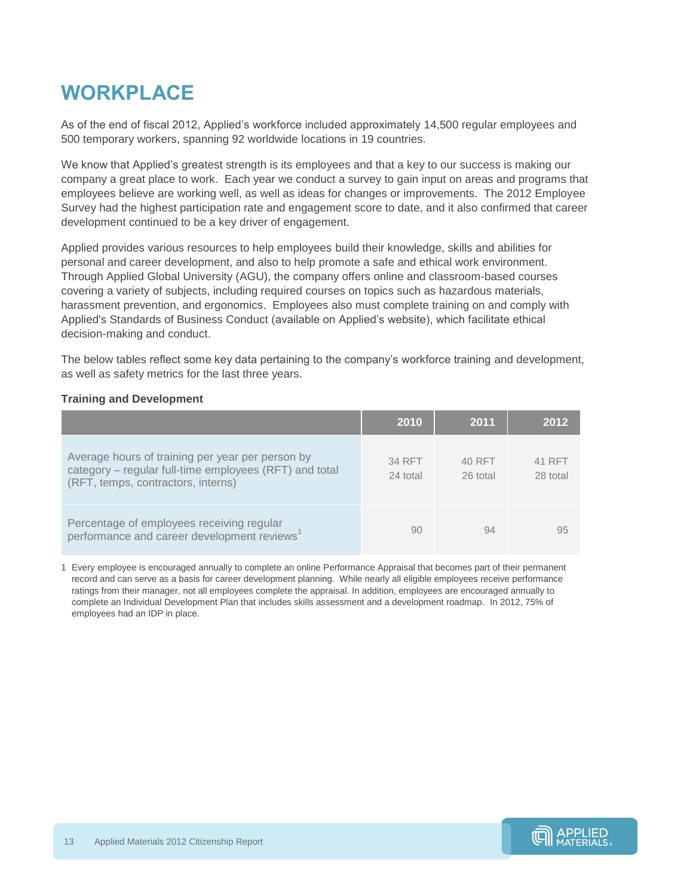# WORKPLACE

As of the end of fiscal 2012, Applied's workforce included approximately 14,500 regular employees and 500 temporary workers, spanning 92 worldwide locations in 19 countries.

We know that Applied's greatest strength is its employees and that a key to our success is making our company a great place to work. Each year we conduct a survey to gain input on areas and programs that employees believe are working well, as well as ideas for changes or improvements. The 2012 Employee Survey had the highest participation rate and engagement score to date, and it also confirmed that career development continued to be a key driver of engagement.

Applied provides various resources to help employees build their knowledge, skills and abilities for personal and career development, and also to help promote a safe and ethical work environment. Through Applied Global University (AGU), the company offers online and classroom-based courses covering a variety of subjects, including required courses on topics such as hazardous materials, harassment prevention, and ergonomics. Employees also must complete training on and comply with Applied's Standards of Business Conduct (available on Applied's website), which facilitate ethical decision-making and conduct.

The below tables reflect some key data pertaining to the company's workforce training and development, as well as safety metrics for the last three years.

**Training and Development**

| | 2010 | 2011 | 2012 |
|---|---|---|---|
| Average hours of training per year per person by category – regular full-time employees (RFT) and total (RFT, temps, contractors, interns) | 34 RFT<br>24 total | 40 RFT<br>26 total | 41 RFT<br>28 total |
| Percentage of employees receiving regular performance and career development reviews[1] | 90 | 94 | 95 |

1 Every employee is encouraged annually to complete an online Performance Appraisal that becomes part of their permanent record and can serve as a basis for career development planning. While nearly all eligible employees receive performance ratings from their manager, not all employees complete the appraisal. In addition, employees are encouraged annually to complete an Individual Development Plan that includes skills assessment and a development roadmap. In 2012, 75% of employees had an IDP in place.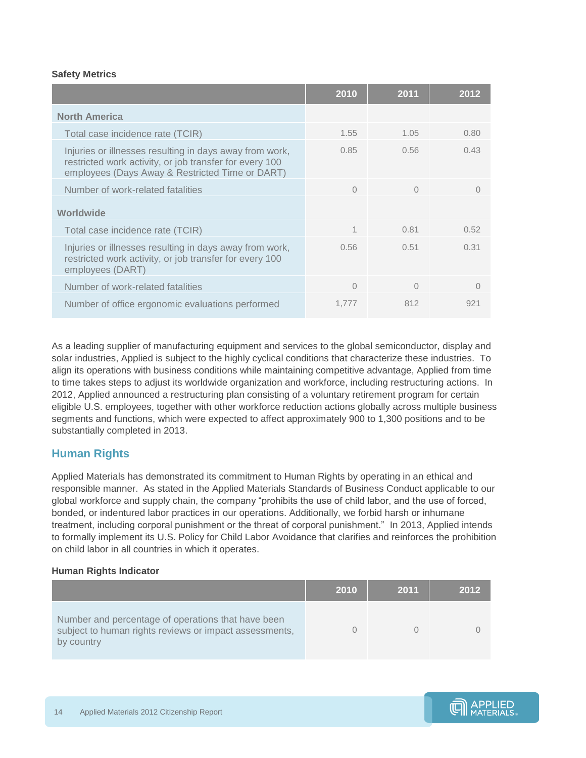**Safety Metrics**

| | 2010 | 2011 | 2012 |
|---|---|---|---|
| **North America** | | | |
| Total case incidence rate (TCIR) | 1.55 | 1.05 | 0.80 |
| Injuries or illnesses resulting in days away from work, restricted work activity, or job transfer for every 100 employees (Days Away & Restricted Time or DART) | 0.85 | 0.56 | 0.43 |
| Number of work-related fatalities | 0 | 0 | 0 |
| **Worldwide** | | | |
| Total case incidence rate (TCIR) | 1 | 0.81 | 0.52 |
| Injuries or illnesses resulting in days away from work, restricted work activity, or job transfer for every 100 employees (DART) | 0.56 | 0.51 | 0.31 |
| Number of work-related fatalities | 0 | 0 | 0 |
| Number of office ergonomic evaluations performed | 1,777 | 812 | 921 |

As a leading supplier of manufacturing equipment and services to the global semiconductor, display and solar industries, Applied is subject to the highly cyclical conditions that characterize these industries. To align its operations with business conditions while maintaining competitive advantage, Applied from time to time takes steps to adjust its worldwide organization and workforce, including restructuring actions. In 2012, Applied announced a restructuring plan consisting of a voluntary retirement program for certain eligible U.S. employees, together with other workforce reduction actions globally across multiple business segments and functions, which were expected to affect approximately 900 to 1,300 positions and to be substantially completed in 2013.

## Human Rights

Applied Materials has demonstrated its commitment to Human Rights by operating in an ethical and responsible manner. As stated in the Applied Materials Standards of Business Conduct applicable to our global workforce and supply chain, the company "prohibits the use of child labor, and the use of forced, bonded, or indentured labor practices in our operations. Additionally, we forbid harsh or inhumane treatment, including corporal punishment or the threat of corporal punishment." In 2013, Applied intends to formally implement its U.S. Policy for Child Labor Avoidance that clarifies and reinforces the prohibition on child labor in all countries in which it operates.

**Human Rights Indicator**

| | 2010 | 2011 | 2012 |
|---|---|---|---|
| Number and percentage of operations that have been subject to human rights reviews or impact assessments, by country | 0 | 0 | 0 |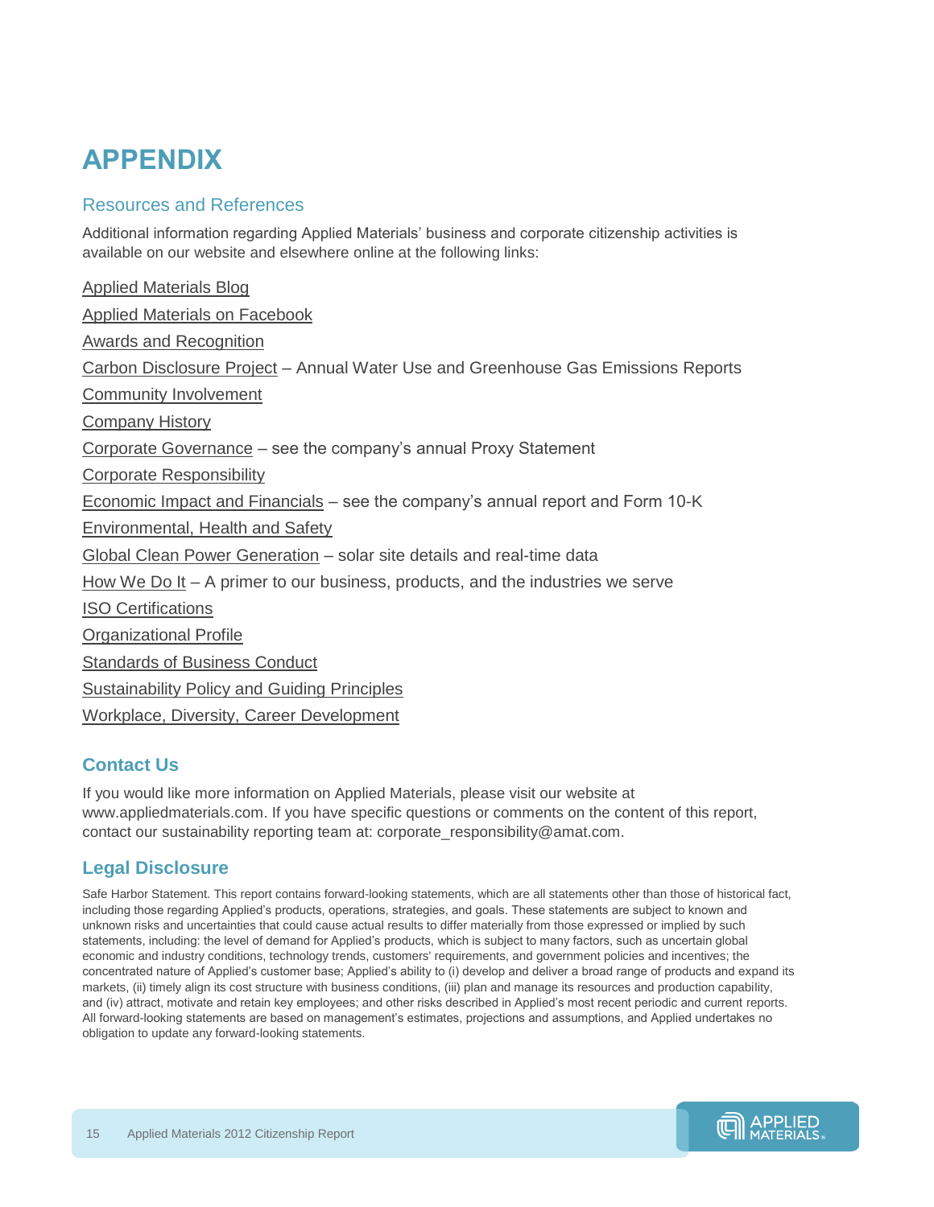# APPENDIX

## Resources and References

Additional information regarding Applied Materials' business and corporate citizenship activities is available on our website and elsewhere online at the following links:

Applied Materials Blog

Applied Materials on Facebook

Awards and Recognition

Carbon Disclosure Project – Annual Water Use and Greenhouse Gas Emissions Reports

Community Involvement

Company History

Corporate Governance – see the company's annual Proxy Statement

Corporate Responsibility

Economic Impact and Financials – see the company's annual report and Form 10-K

Environmental, Health and Safety

Global Clean Power Generation – solar site details and real-time data

How We Do It – A primer to our business, products, and the industries we serve

ISO Certifications

Organizational Profile

Standards of Business Conduct

Sustainability Policy and Guiding Principles

Workplace, Diversity, Career Development

## Contact Us

If you would like more information on Applied Materials, please visit our website at www.appliedmaterials.com. If you have specific questions or comments on the content of this report, contact our sustainability reporting team at: corporate_responsibility@amat.com.

## Legal Disclosure

Safe Harbor Statement. This report contains forward-looking statements, which are all statements other than those of historical fact, including those regarding Applied's products, operations, strategies, and goals. These statements are subject to known and unknown risks and uncertainties that could cause actual results to differ materially from those expressed or implied by such statements, including: the level of demand for Applied's products, which is subject to many factors, such as uncertain global economic and industry conditions, technology trends, customers' requirements, and government policies and incentives; the concentrated nature of Applied's customer base; Applied's ability to (i) develop and deliver a broad range of products and expand its markets, (ii) timely align its cost structure with business conditions, (iii) plan and manage its resources and production capability, and (iv) attract, motivate and retain key employees; and other risks described in Applied's most recent periodic and current reports. All forward-looking statements are based on management's estimates, projections and assumptions, and Applied undertakes no obligation to update any forward-looking statements.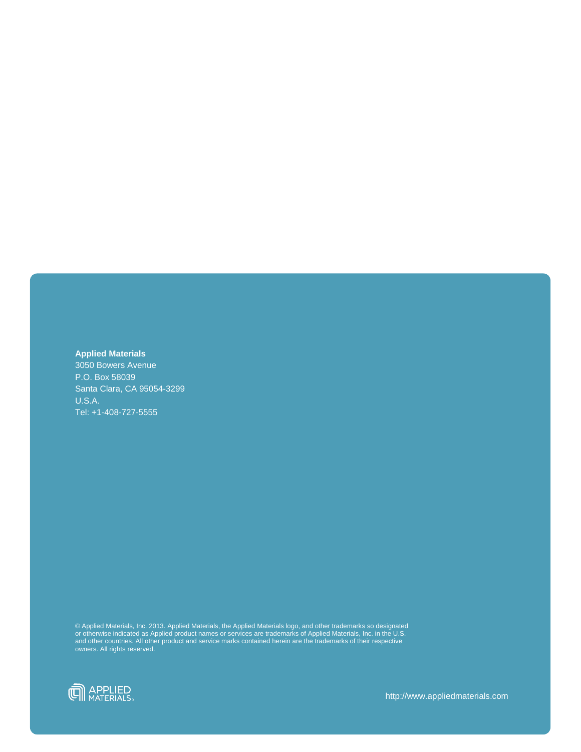**Applied Materials**
3050 Bowers Avenue
P.O. Box 58039
Santa Clara, CA 95054-3299
U.S.A.
Tel: +1-408-727-5555

© Applied Materials, Inc. 2013. Applied Materials, the Applied Materials logo, and other trademarks so designated or otherwise indicated as Applied product names or services are trademarks of Applied Materials, Inc. in the U.S. and other countries. All other product and service marks contained herein are the trademarks of their respective owners. All rights reserved.

APPLIED MATERIALS

http://www.appliedmaterials.com